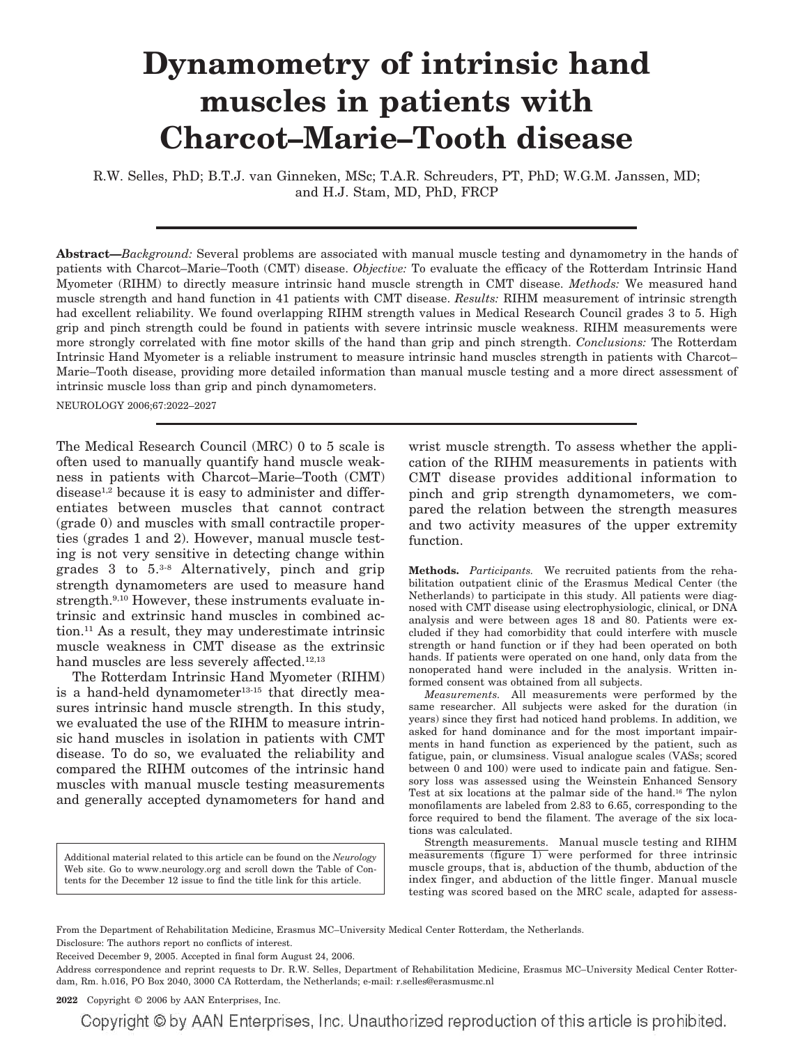# Dynamometry of intrinsic hand muscles in patients with Charcot–Marie–Tooth disease

R.W. Selles, PhD; B.T.J. van Ginneken, MSc; T.A.R. Schreuders, PT, PhD; W.G.M. Janssen, MD; and H.J. Stam, MD, PhD, FRCP

**Abstract**—*Background:* Several problems are associated with manual muscle testing and dynamometry in the hands of patients with Charcot–Marie–Tooth (CMT) disease. *Objective:* To evaluate the efficacy of the Rotterdam Intrinsic Hand Myometer (RIHM) to directly measure intrinsic hand muscle strength in CMT disease. *Methods:* We measured hand muscle strength and hand function in 41 patients with CMT disease. *Results:* RIHM measurement of intrinsic strength had excellent reliability. We found overlapping RIHM strength values in Medical Research Council grades 3 to 5. High grip and pinch strength could be found in patients with severe intrinsic muscle weakness. RIHM measurements were more strongly correlated with fine motor skills of the hand than grip and pinch strength. *Conclusions:* The Rotterdam Intrinsic Hand Myometer is a reliable instrument to measure intrinsic hand muscles strength in patients with Charcot–Marie–Tooth disease, providing more detailed information than manual muscle testing and a more direct assessment of intrinsic muscle loss than grip and pinch dynamometers.

NEUROLOGY 2006;67:2022–2027

The Medical Research Council (MRC) 0 to 5 scale is often used to manually quantify hand muscle weakness in patients with Charcot–Marie–Tooth (CMT) disease[1,2] because it is easy to administer and differentiates between muscles that cannot contract (grade 0) and muscles with small contractile properties (grades 1 and 2). However, manual muscle testing is not very sensitive in detecting change within grades 3 to 5.[3-8] Alternatively, pinch and grip strength dynamometers are used to measure hand strength.[9,10] However, these instruments evaluate intrinsic and extrinsic hand muscles in combined action.[11] As a result, they may underestimate intrinsic muscle weakness in CMT disease as the extrinsic hand muscles are less severely affected.[12,13]

The Rotterdam Intrinsic Hand Myometer (RIHM) is a hand-held dynamometer[13-15] that directly measures intrinsic hand muscle strength. In this study, we evaluated the use of the RIHM to measure intrinsic hand muscles in isolation in patients with CMT disease. To do so, we evaluated the reliability and compared the RIHM outcomes of the intrinsic hand muscles with manual muscle testing measurements and generally accepted dynamometers for hand and wrist muscle strength. To assess whether the application of the RIHM measurements in patients with CMT disease provides additional information to pinch and grip strength dynamometers, we compared the relation between the strength measures and two activity measures of the upper extremity function.

Additional material related to this article can be found on the *Neurology* Web site. Go to www.neurology.org and scroll down the Table of Contents for the December 12 issue to find the title link for this article.

**Methods.** *Participants.* We recruited patients from the rehabilitation outpatient clinic of the Erasmus Medical Center (the Netherlands) to participate in this study. All patients were diagnosed with CMT disease using electrophysiologic, clinical, or DNA analysis and were between ages 18 and 80. Patients were excluded if they had comorbidity that could interfere with muscle strength or hand function or if they had been operated on both hands. If patients were operated on one hand, only data from the nonoperated hand were included in the analysis. Written informed consent was obtained from all subjects.

*Measurements.* All measurements were performed by the same researcher. All subjects were asked for the duration (in years) since they first had noticed hand problems. In addition, we asked for hand dominance and for the most important impairments in hand function as experienced by the patient, such as fatigue, pain, or clumsiness. Visual analogue scales (VASs; scored between 0 and 100) were used to indicate pain and fatigue. Sensory loss was assessed using the Weinstein Enhanced Sensory Test at six locations at the palmar side of the hand.[16] The nylon monofilaments are labeled from 2.83 to 6.65, corresponding to the force required to bend the filament. The average of the six locations was calculated.

Strength measurements. Manual muscle testing and RIHM measurements (figure 1) were performed for three intrinsic muscle groups, that is, abduction of the thumb, abduction of the index finger, and abduction of the little finger. Manual muscle testing was scored based on the MRC scale, adapted for assess-

From the Department of Rehabilitation Medicine, Erasmus MC–University Medical Center Rotterdam, the Netherlands.

Disclosure: The authors report no conflicts of interest.

Received December 9, 2005. Accepted in final form August 24, 2006.

Address correspondence and reprint requests to Dr. R.W. Selles, Department of Rehabilitation Medicine, Erasmus MC–University Medical Center Rotterdam, Rm. h.016, PO Box 2040, 3000 CA Rotterdam, the Netherlands; e-mail: r.selles@erasmusmc.nl

Copyright © 2006 by AAN Enterprises, Inc.

Copyright © by AAN Enterprises, Inc. Unauthorized reproduction of this article is prohibited.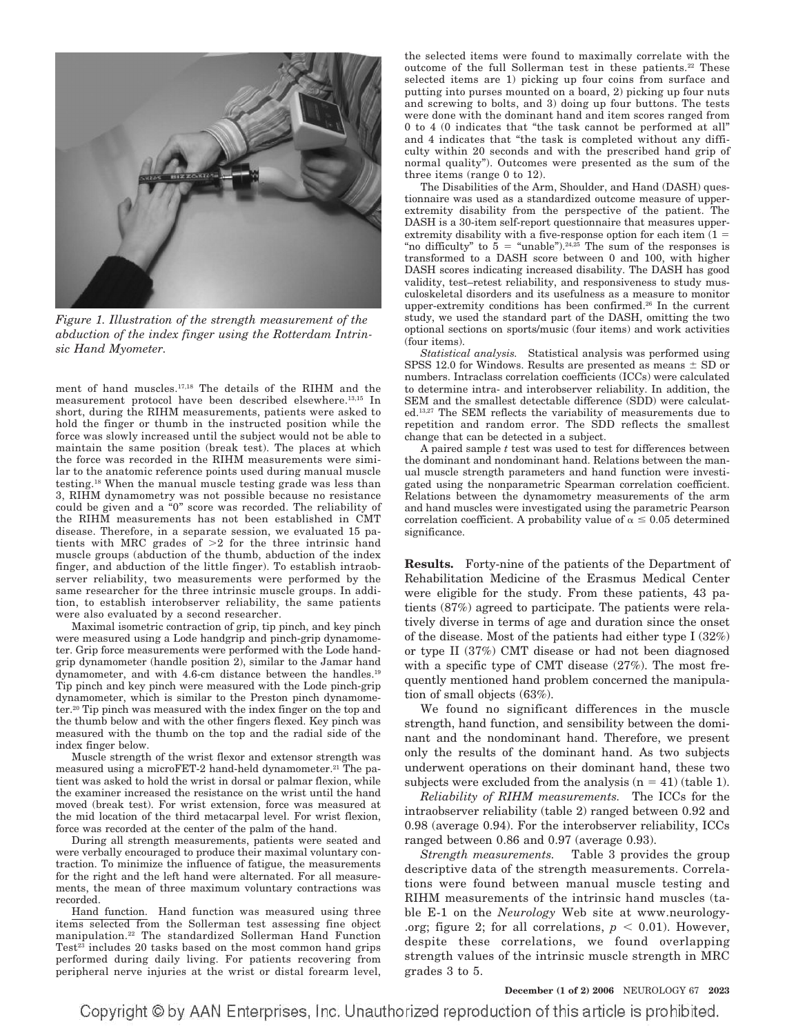*Figure 1. Illustration of the strength measurement of the abduction of the index finger using the Rotterdam Intrinsic Hand Myometer.*

ment of hand muscles.[17,18] The details of the RIHM and the measurement protocol have been described elsewhere.[13,15] In short, during the RIHM measurements, patients were asked to hold the finger or thumb in the instructed position while the force was slowly increased until the subject would not be able to maintain the same position (break test). The places at which the force was recorded in the RIHM measurements were similar to the anatomic reference points used during manual muscle testing.[18] When the manual muscle testing grade was less than 3, RIHM dynamometry was not possible because no resistance could be given and a "0" score was recorded. The reliability of the RIHM measurements has not been established in CMT disease. Therefore, in a separate session, we evaluated 15 patients with MRC grades of $>2$ for the three intrinsic hand muscle groups (abduction of the thumb, abduction of the index finger, and abduction of the little finger). To establish intraobserver reliability, two measurements were performed by the same researcher for the three intrinsic muscle groups. In addition, to establish interobserver reliability, the same patients were also evaluated by a second researcher.

Maximal isometric contraction of grip, tip pinch, and key pinch were measured using a Lode handgrip and pinch-grip dynamometer. Grip force measurements were performed with the Lode handgrip dynamometer (handle position 2), similar to the Jamar hand dynamometer, and with 4.6-cm distance between the handles.[19] Tip pinch and key pinch were measured with the Lode pinch-grip dynamometer, which is similar to the Preston pinch dynamometer.[20] Tip pinch was measured with the index finger on the top and the thumb below and with the other fingers flexed. Key pinch was measured with the thumb on the top and the radial side of the index finger below.

Muscle strength of the wrist flexor and extensor strength was measured using a microFET-2 hand-held dynamometer.[21] The patient was asked to hold the wrist in dorsal or palmar flexion, while the examiner increased the resistance on the wrist until the hand moved (break test). For wrist extension, force was measured at the mid location of the third metacarpal level. For wrist flexion, force was recorded at the center of the palm of the hand.

During all strength measurements, patients were seated and were verbally encouraged to produce their maximal voluntary contraction. To minimize the influence of fatigue, the measurements for the right and the left hand were alternated. For all measurements, the mean of three maximum voluntary contractions was recorded.

Hand function. Hand function was measured using three items selected from the Sollerman test assessing fine object manipulation.[22] The standardized Sollerman Hand Function Test[23] includes 20 tasks based on the most common hand grips performed during daily living. For patients recovering from peripheral nerve injuries at the wrist or distal forearm level, the selected items were found to maximally correlate with the outcome of the full Sollerman test in these patients.[22] These selected items are 1) picking up four coins from surface and putting into purses mounted on a board, 2) picking up four nuts and screwing to bolts, and 3) doing up four buttons. The tests were done with the dominant hand and item scores ranged from 0 to 4 (0 indicates that "the task cannot be performed at all" and 4 indicates that "the task is completed without any difficulty within 20 seconds and with the prescribed hand grip of normal quality"). Outcomes were presented as the sum of the three items (range 0 to 12).

The Disabilities of the Arm, Shoulder, and Hand (DASH) questionnaire was used as a standardized outcome measure of upper-extremity disability from the perspective of the patient. The DASH is a 30-item self-report questionnaire that measures upper-extremity disability with a five-response option for each item (1 = "no difficulty" to 5 = "unable").[24,25] The sum of the responses is transformed to a DASH score between 0 and 100, with higher DASH scores indicating increased disability. The DASH has good validity, test–retest reliability, and responsiveness to study musculoskeletal disorders and its usefulness as a measure to monitor upper-extremity conditions has been confirmed.[26] In the current study, we used the standard part of the DASH, omitting the two optional sections on sports/music (four items) and work activities (four items).

*Statistical analysis.* Statistical analysis was performed using SPSS 12.0 for Windows. Results are presented as means ± SD or numbers. Intraclass correlation coefficients (ICCs) were calculated to determine intra- and interobserver reliability. In addition, the SEM and the smallest detectable difference (SDD) were calculated.[13,27] The SEM reflects the variability of measurements due to repetition and random error. The SDD reflects the smallest change that can be detected in a subject.

A paired sample $t$ test was used to test for differences between the dominant and nondominant hand. Relations between the manual muscle strength parameters and hand function were investigated using the nonparametric Spearman correlation coefficient. Relations between the dynamometry measurements of the arm and hand muscles were investigated using the parametric Pearson correlation coefficient. A probability value of $\alpha \leq 0.05$ determined significance.

**Results.** Forty-nine of the patients of the Department of Rehabilitation Medicine of the Erasmus Medical Center were eligible for the study. From these patients, 43 patients (87%) agreed to participate. The patients were relatively diverse in terms of age and duration since the onset of the disease. Most of the patients had either type I (32%) or type II (37%) CMT disease or had not been diagnosed with a specific type of CMT disease (27%). The most frequently mentioned hand problem concerned the manipulation of small objects (63%).

We found no significant differences in the muscle strength, hand function, and sensibility between the dominant and the nondominant hand. Therefore, we present only the results of the dominant hand. As two subjects underwent operations on their dominant hand, these two subjects were excluded from the analysis ($n = 41$) (table 1).

*Reliability of RIHM measurements.* The ICCs for the intraobserver reliability (table 2) ranged between 0.92 and 0.98 (average 0.94). For the interobserver reliability, ICCs ranged between 0.86 and 0.97 (average 0.93).

*Strength measurements.* Table 3 provides the group descriptive data of the strength measurements. Correlations were found between manual muscle testing and RIHM measurements of the intrinsic hand muscles (table E-1 on the *Neurology* Web site at www.neurology.org; figure 2; for all correlations, $p < 0.01$). However, despite these correlations, we found overlapping strength values of the intrinsic muscle strength in MRC grades 3 to 5.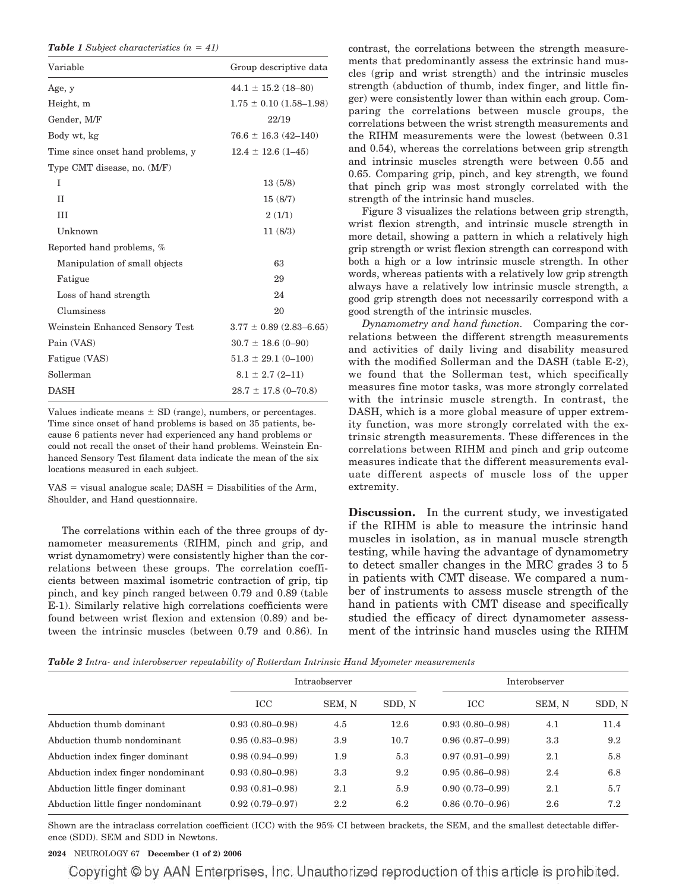*Table 1 Subject characteristics (n = 41)*

| Variable | Group descriptive data |
|---|---|
| Age, y | 44.1 ± 15.2 (18–80) |
| Height, m | 1.75 ± 0.10 (1.58–1.98) |
| Gender, M/F | 22/19 |
| Body wt, kg | 76.6 ± 16.3 (42–140) |
| Time since onset hand problems, y | 12.4 ± 12.6 (1–45) |
| Type CMT disease, no. (M/F) | |
| I | 13 (5/8) |
| II | 15 (8/7) |
| III | 2 (1/1) |
| Unknown | 11 (8/3) |
| Reported hand problems, % | |
| Manipulation of small objects | 63 |
| Fatigue | 29 |
| Loss of hand strength | 24 |
| Clumsiness | 20 |
| Weinstein Enhanced Sensory Test | 3.77 ± 0.89 (2.83–6.65) |
| Pain (VAS) | 30.7 ± 18.6 (0–90) |
| Fatigue (VAS) | 51.3 ± 29.1 (0–100) |
| Sollerman | 8.1 ± 2.7 (2–11) |
| DASH | 28.7 ± 17.8 (0–70.8) |

Values indicate means ± SD (range), numbers, or percentages. Time since onset of hand problems is based on 35 patients, because 6 patients never had experienced any hand problems or could not recall the onset of their hand problems. Weinstein Enhanced Sensory Test filament data indicate the mean of the six locations measured in each subject.

VAS = visual analogue scale; DASH = Disabilities of the Arm, Shoulder, and Hand questionnaire.

The correlations within each of the three groups of dynamometer measurements (RIHM, pinch and grip, and wrist dynamometry) were consistently higher than the correlations between these groups. The correlation coefficients between maximal isometric contraction of grip, tip pinch, and key pinch ranged between 0.79 and 0.89 (table E-1). Similarly relative high correlations coefficients were found between wrist flexion and extension (0.89) and between the intrinsic muscles (between 0.79 and 0.86). In contrast, the correlations between the strength measurements that predominantly assess the extrinsic hand muscles (grip and wrist strength) and the intrinsic muscles strength (abduction of thumb, index finger, and little finger) were consistently lower than within each group. Comparing the correlations between muscle groups, the correlations between the wrist strength measurements and the RIHM measurements were the lowest (between 0.31 and 0.54), whereas the correlations between grip strength and intrinsic muscles strength were between 0.55 and 0.65. Comparing grip, pinch, and key strength, we found that pinch grip was most strongly correlated with the strength of the intrinsic hand muscles.

Figure 3 visualizes the relations between grip strength, wrist flexion strength, and intrinsic muscle strength in more detail, showing a pattern in which a relatively high grip strength or wrist flexion strength can correspond with both a high or a low intrinsic muscle strength. In other words, whereas patients with a relatively low grip strength always have a relatively low intrinsic muscle strength, a good grip strength does not necessarily correspond with a good strength of the intrinsic muscles.

*Dynamometry and hand function.* Comparing the correlations between the different strength measurements and activities of daily living and disability measured with the modified Sollerman and the DASH (table E-2), we found that the Sollerman test, which specifically measures fine motor tasks, was more strongly correlated with the intrinsic muscle strength. In contrast, the DASH, which is a more global measure of upper extremity function, was more strongly correlated with the extrinsic strength measurements. These differences in the correlations between RIHM and pinch and grip outcome measures indicate that the different measurements evaluate different aspects of muscle loss of the upper extremity.

**Discussion.** In the current study, we investigated if the RIHM is able to measure the intrinsic hand muscles in isolation, as in manual muscle strength testing, while having the advantage of dynamometry to detect smaller changes in the MRC grades 3 to 5 in patients with CMT disease. We compared a number of instruments to assess muscle strength of the hand in patients with CMT disease and specifically studied the efficacy of direct dynamometer assessment of the intrinsic hand muscles using the RIHM

*Table 2 Intra- and interobserver repeatability of Rotterdam Intrinsic Hand Myometer measurements*

| | Intraobserver | | | Interobserver | | |
|---|---|---|---|---|---|---|
| | ICC | SEM, N | SDD, N | ICC | SEM, N | SDD, N |
| Abduction thumb dominant | 0.93 (0.80–0.98) | 4.5 | 12.6 | 0.93 (0.80–0.98) | 4.1 | 11.4 |
| Abduction thumb nondominant | 0.95 (0.83–0.98) | 3.9 | 10.7 | 0.96 (0.87–0.99) | 3.3 | 9.2 |
| Abduction index finger dominant | 0.98 (0.94–0.99) | 1.9 | 5.3 | 0.97 (0.91–0.99) | 2.1 | 5.8 |
| Abduction index finger nondominant | 0.93 (0.80–0.98) | 3.3 | 9.2 | 0.95 (0.86–0.98) | 2.4 | 6.8 |
| Abduction little finger dominant | 0.93 (0.81–0.98) | 2.1 | 5.9 | 0.90 (0.73–0.99) | 2.1 | 5.7 |
| Abduction little finger nondominant | 0.92 (0.79–0.97) | 2.2 | 6.2 | 0.86 (0.70–0.96) | 2.6 | 7.2 |

Shown are the intraclass correlation coefficient (ICC) with the 95% CI between brackets, the SEM, and the smallest detectable difference (SDD). SEM and SDD in Newtons.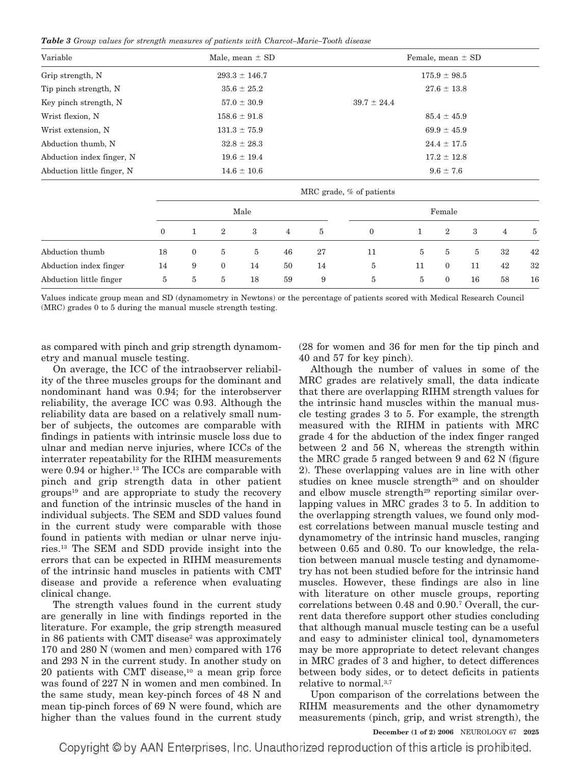*Table 3 Group values for strength measures of patients with Charcot–Marie–Tooth disease*

| Variable | Male, mean ± SD | Female, mean ± SD |
|---|---|---|
| Grip strength, N | 293.3 ± 146.7 | 175.9 ± 98.5 |
| Tip pinch strength, N | 35.6 ± 25.2 | 27.6 ± 13.8 |
| Key pinch strength, N | 57.0 ± 30.9 | 39.7 ± 24.4 |
| Wrist flexion, N | 158.6 ± 91.8 | 85.4 ± 45.9 |
| Wrist extension, N | 131.3 ± 75.9 | 69.9 ± 45.9 |
| Abduction thumb, N | 32.8 ± 28.3 | 24.4 ± 17.5 |
| Abduction index finger, N | 19.6 ± 19.4 | 17.2 ± 12.8 |
| Abduction little finger, N | 14.6 ± 10.6 | 9.6 ± 7.6 |

| | MRC grade, % of patients | | | | | | | | | | | |
|---|---|---|---|---|---|---|---|---|---|---|---|---|
| | Male | | | | | | Female | | | | | |
| | 0 | 1 | 2 | 3 | 4 | 5 | 0 | 1 | 2 | 3 | 4 | 5 |
| Abduction thumb | 18 | 0 | 5 | 5 | 46 | 27 | 11 | 5 | 5 | 5 | 32 | 42 |
| Abduction index finger | 14 | 9 | 0 | 14 | 50 | 14 | 5 | 11 | 0 | 11 | 42 | 32 |
| Abduction little finger | 5 | 5 | 5 | 18 | 59 | 9 | 5 | 5 | 0 | 16 | 58 | 16 |

Values indicate group mean and SD (dynamometry in Newtons) or the percentage of patients scored with Medical Research Council (MRC) grades 0 to 5 during the manual muscle strength testing.

as compared with pinch and grip strength dynamometry and manual muscle testing.

On average, the ICC of the intraobserver reliability of the three muscles groups for the dominant and nondominant hand was 0.94; for the interobserver reliability, the average ICC was 0.93. Although the reliability data are based on a relatively small number of subjects, the outcomes are comparable with findings in patients with intrinsic muscle loss due to ulnar and median nerve injuries, where ICCs of the interrater repeatability for the RIHM measurements were 0.94 or higher.[13] The ICCs are comparable with pinch and grip strength data in other patient groups[19] and are appropriate to study the recovery and function of the intrinsic muscles of the hand in individual subjects. The SEM and SDD values found in the current study were comparable with those found in patients with median or ulnar nerve injuries.[13] The SEM and SDD provide insight into the errors that can be expected in RIHM measurements of the intrinsic hand muscles in patients with CMT disease and provide a reference when evaluating clinical change.

The strength values found in the current study are generally in line with findings reported in the literature. For example, the grip strength measured in 86 patients with CMT disease[2] was approximately 170 and 280 N (women and men) compared with 176 and 293 N in the current study. In another study on 20 patients with CMT disease,[10] a mean grip force was found of 227 N in women and men combined. In the same study, mean key-pinch forces of 48 N and mean tip-pinch forces of 69 N were found, which are higher than the values found in the current study (28 for women and 36 for men for the tip pinch and 40 and 57 for key pinch).

Although the number of values in some of the MRC grades are relatively small, the data indicate that there are overlapping RIHM strength values for the intrinsic hand muscles within the manual muscle testing grades 3 to 5. For example, the strength measured with the RIHM in patients with MRC grade 4 for the abduction of the index finger ranged between 2 and 56 N, whereas the strength within the MRC grade 5 ranged between 9 and 62 N (figure 2). These overlapping values are in line with other studies on knee muscle strength[28] and on shoulder and elbow muscle strength[29] reporting similar overlapping values in MRC grades 3 to 5. In addition to the overlapping strength values, we found only modest correlations between manual muscle testing and dynamometry of the intrinsic hand muscles, ranging between 0.65 and 0.80. To our knowledge, the relation between manual muscle testing and dynamometry has not been studied before for the intrinsic hand muscles. However, these findings are also in line with literature on other muscle groups, reporting correlations between 0.48 and 0.90.[7] Overall, the current data therefore support other studies concluding that although manual muscle testing can be a useful and easy to administer clinical tool, dynamometers may be more appropriate to detect relevant changes in MRC grades of 3 and higher, to detect differences between body sides, or to detect deficits in patients relative to normal.[3,7]

Upon comparison of the correlations between the RIHM measurements and the other dynamometry measurements (pinch, grip, and wrist strength), the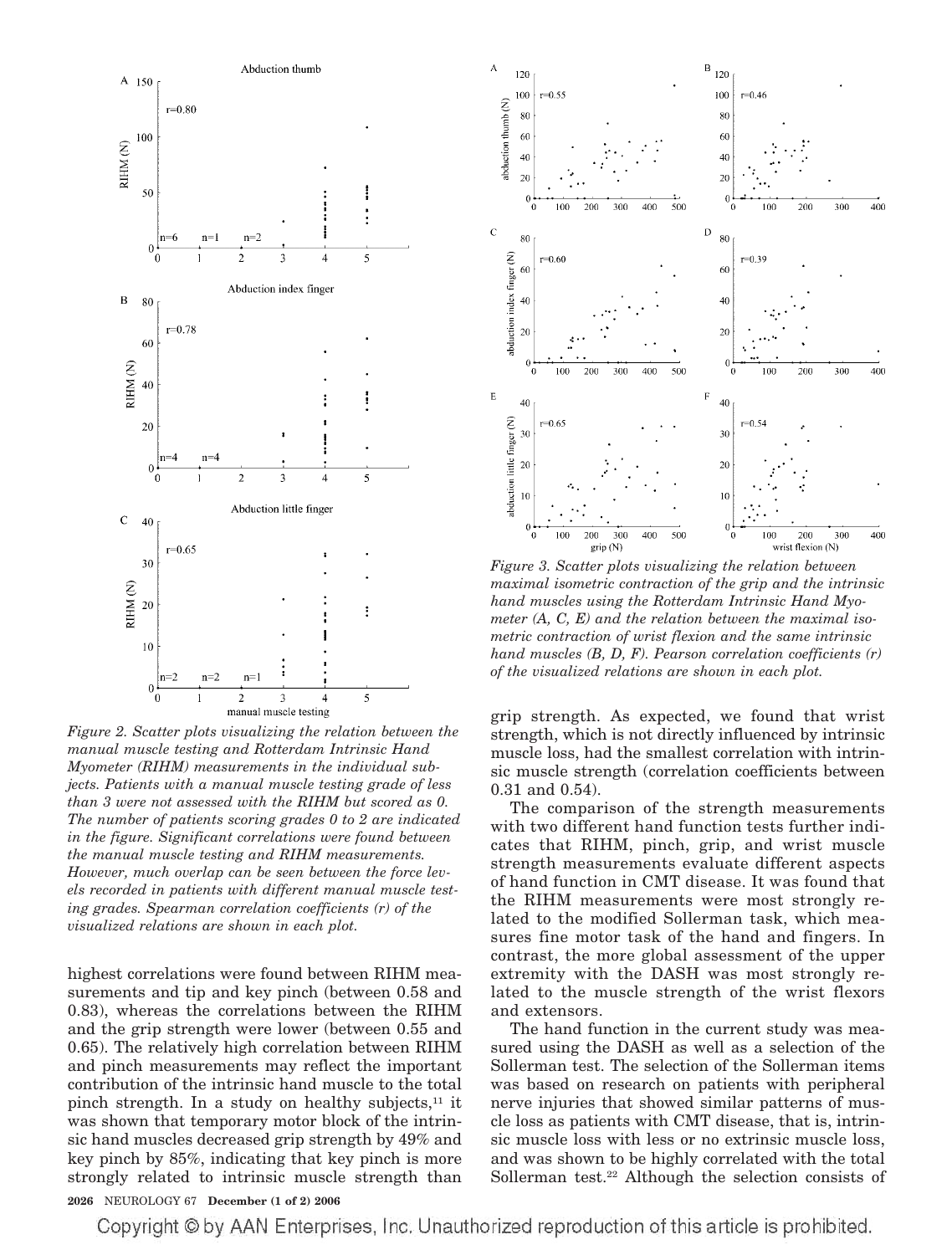*Figure 2. Scatter plots visualizing the relation between the manual muscle testing and Rotterdam Intrinsic Hand Myometer (RIHM) measurements in the individual subjects. Patients with a manual muscle testing grade of less than 3 were not assessed with the RIHM but scored as 0. The number of patients scoring grades 0 to 2 are indicated in the figure. Significant correlations were found between the manual muscle testing and RIHM measurements. However, much overlap can be seen between the force levels recorded in patients with different manual muscle testing grades. Spearman correlation coefficients (r) of the visualized relations are shown in each plot.*

*Figure 3. Scatter plots visualizing the relation between maximal isometric contraction of the grip and the intrinsic hand muscles using the Rotterdam Intrinsic Hand Myometer (A, C, E) and the relation between the maximal isometric contraction of wrist flexion and the same intrinsic hand muscles (B, D, F). Pearson correlation coefficients (r) of the visualized relations are shown in each plot.*

highest correlations were found between RIHM measurements and tip and key pinch (between 0.58 and 0.83), whereas the correlations between the RIHM and the grip strength were lower (between 0.55 and 0.65). The relatively high correlation between RIHM and pinch measurements may reflect the important contribution of the intrinsic hand muscle to the total pinch strength. In a study on healthy subjects,[11] it was shown that temporary motor block of the intrinsic hand muscles decreased grip strength by 49% and key pinch by 85%, indicating that key pinch is more strongly related to intrinsic muscle strength than grip strength. As expected, we found that wrist strength, which is not directly influenced by intrinsic muscle loss, had the smallest correlation with intrinsic muscle strength (correlation coefficients between 0.31 and 0.54).

The comparison of the strength measurements with two different hand function tests further indicates that RIHM, pinch, grip, and wrist muscle strength measurements evaluate different aspects of hand function in CMT disease. It was found that the RIHM measurements were most strongly related to the modified Sollerman task, which measures fine motor task of the hand and fingers. In contrast, the more global assessment of the upper extremity with the DASH was most strongly related to the muscle strength of the wrist flexors and extensors.

The hand function in the current study was measured using the DASH as well as a selection of the Sollerman test. The selection of the Sollerman items was based on research on patients with peripheral nerve injuries that showed similar patterns of muscle loss as patients with CMT disease, that is, intrinsic muscle loss with less or no extrinsic muscle loss, and was shown to be highly correlated with the total Sollerman test.[22] Although the selection consists of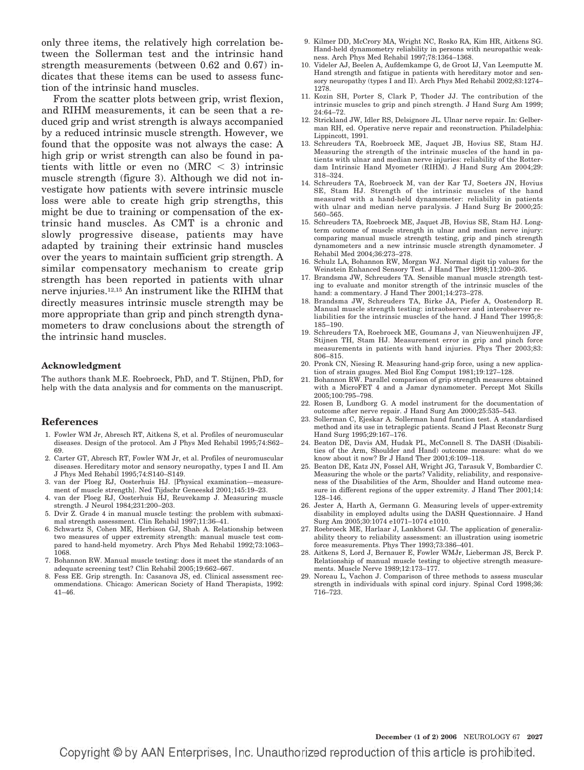only three items, the relatively high correlation between the Sollerman test and the intrinsic hand strength measurements (between 0.62 and 0.67) indicates that these items can be used to assess function of the intrinsic hand muscles.

From the scatter plots between grip, wrist flexion, and RIHM measurements, it can be seen that a reduced grip and wrist strength is always accompanied by a reduced intrinsic muscle strength. However, we found that the opposite was not always the case: A high grip or wrist strength can also be found in patients with little or even no (MRC $< 3$) intrinsic muscle strength (figure 3). Although we did not investigate how patients with severe intrinsic muscle loss were able to create high grip strengths, this might be due to training or compensation of the extrinsic hand muscles. As CMT is a chronic and slowly progressive disease, patients may have adapted by training their extrinsic hand muscles over the years to maintain sufficient grip strength. A similar compensatory mechanism to create grip strength has been reported in patients with ulnar nerve injuries.[12,15] An instrument like the RIHM that directly measures intrinsic muscle strength may be more appropriate than grip and pinch strength dynamometers to draw conclusions about the strength of the intrinsic hand muscles.

### Acknowledgment

The authors thank M.E. Roebroeck, PhD, and T. Stijnen, PhD, for help with the data analysis and for comments on the manuscript.

### References

1. Fowler WM Jr, Abresch RT, Aitkens S, et al. Profiles of neuromuscular diseases. Design of the protocol. Am J Phys Med Rehabil 1995;74:S62–69.
2. Carter GT, Abresch RT, Fowler WM Jr, et al. Profiles of neuromuscular diseases. Hereditary motor and sensory neuropathy, types I and II. Am J Phys Med Rehabil 1995;74:S140–S149.
3. van der Ploeg RJ, Oosterhuis HJ. [Physical examination—measurement of muscle strength]. Ned Tijdschr Geneeskd 2001;145:19–23.
4. van der Ploeg RJ, Oosterhuis HJ, Reuvekamp J. Measuring muscle strength. J Neurol 1984;231:200–203.
5. Dvir Z. Grade 4 in manual muscle testing: the problem with submaximal strength assessment. Clin Rehabil 1997;11:36–41.
6. Schwartz S, Cohen ME, Herbison GJ, Shah A. Relationship between two measures of upper extremity strength: manual muscle test compared to hand-held myometry. Arch Phys Med Rehabil 1992;73:1063–1068.
7. Bohannon RW. Manual muscle testing: does it meet the standards of an adequate screening test? Clin Rehabil 2005;19:662–667.
8. Fess EE. Grip strength. In: Casanova JS, ed. Clinical assessment recommendations. Chicago: American Society of Hand Therapists, 1992: 41–46.
9. Kilmer DD, McCrory MA, Wright NC, Rosko RA, Kim HR, Aitkens SG. Hand-held dynamometry reliability in persons with neuropathic weakness. Arch Phys Med Rehabil 1997;78:1364–1368.
10. Videler AJ, Beelen A, Aufdemkampe G, de Groot IJ, Van Leemputte M. Hand strength and fatigue in patients with hereditary motor and sensory neuropathy (types I and II). Arch Phys Med Rehabil 2002;83:1274–1278.
11. Kozin SH, Porter S, Clark P, Thoder JJ. The contribution of the intrinsic muscles to grip and pinch strength. J Hand Surg Am 1999; 24:64–72.
12. Strickland JW, Idler RS, Delsignore JL. Ulnar nerve repair. In: Gelberman RH, ed. Operative nerve repair and reconstruction. Philadelphia: Lippincott, 1991.
13. Schreuders TA, Roebroeck ME, Jaquet JB, Hovius SE, Stam HJ. Measuring the strength of the intrinsic muscles of the hand in patients with ulnar and median nerve injuries: reliability of the Rotterdam Intrinsic Hand Myometer (RIHM). J Hand Surg Am 2004;29: 318–324.
14. Schreuders TA, Roebroeck M, van der Kar TJ, Soeters JN, Hovius SE, Stam HJ. Strength of the intrinsic muscles of the hand measured with a hand-held dynamometer: reliability in patients with ulnar and median nerve paralysis. J Hand Surg Br 2000;25: 560–565.
15. Schreuders TA, Roebroeck ME, Jaquet JB, Hovius SE, Stam HJ. Long-term outcome of muscle strength in ulnar and median nerve injury: comparing manual muscle strength testing, grip and pinch strength dynamometers and a new intrinsic muscle strength dynamometer. J Rehabil Med 2004;36:273–278.
16. Schulz LA, Bohannon RW, Morgan WJ. Normal digit tip values for the Weinstein Enhanced Sensory Test. J Hand Ther 1998;11:200–205.
17. Brandsma JW, Schreuders TA. Sensible manual muscle strength testing to evaluate and monitor strength of the intrinsic muscles of the hand: a commentary. J Hand Ther 2001;14:273–278.
18. Brandsma JW, Schreuders TA, Birke JA, Piefer A, Oostendorp R. Manual muscle strength testing: intraobserver and interobserver reliabilities for the intrinsic muscles of the hand. J Hand Ther 1995;8: 185–190.
19. Schreuders TA, Roebroeck ME, Goumans J, van Nieuwenhuijzen JF, Stijnen TH, Stam HJ. Measurement error in grip and pinch force measurements in patients with hand injuries. Phys Ther 2003;83: 806–815.
20. Pronk CN, Niesing R. Measuring hand-grip force, using a new application of strain gauges. Med Biol Eng Comput 1981;19:127–128.
21. Bohannon RW. Parallel comparison of grip strength measures obtained with a MicroFET 4 and a Jamar dynamometer. Percept Mot Skills 2005;100:795–798.
22. Rosen B, Lundborg G. A model instrument for the documentation of outcome after nerve repair. J Hand Surg Am 2000;25:535–543.
23. Sollerman C, Ejeskar A. Sollerman hand function test. A standardised method and its use in tetraplegic patients. Scand J Plast Reconstr Surg Hand Surg 1995;29:167–176.
24. Beaton DE, Davis AM, Hudak PL, McConnell S. The DASH (Disabilities of the Arm, Shoulder and Hand) outcome measure: what do we know about it now? Br J Hand Ther 2001;6:109–118.
25. Beaton DE, Katz JN, Fossel AH, Wright JG, Tarasuk V, Bombardier C. Measuring the whole or the parts? Validity, reliability, and responsiveness of the Disabilities of the Arm, Shoulder and Hand outcome measure in different regions of the upper extremity. J Hand Ther 2001;14: 128–146.
26. Jester A, Harth A, Germann G. Measuring levels of upper-extremity disability in employed adults using the DASH Questionnaire. J Hand Surg Am 2005;30:1074 e1071–1074 e1010.
27. Roebroeck ME, Harlaar J, Lankhorst GJ. The application of generalizability theory to reliability assessment: an illustration using isometric force measurements. Phys Ther 1993;73:386–401.
28. Aitkens S, Lord J, Bernauer E, Fowler WMJr, Lieberman JS, Berck P. Relationship of manual muscle testing to objective strength measurements. Muscle Nerve 1989;12:173–177.
29. Noreau L, Vachon J. Comparison of three methods to assess muscular strength in individuals with spinal cord injury. Spinal Cord 1998;36: 716–723.